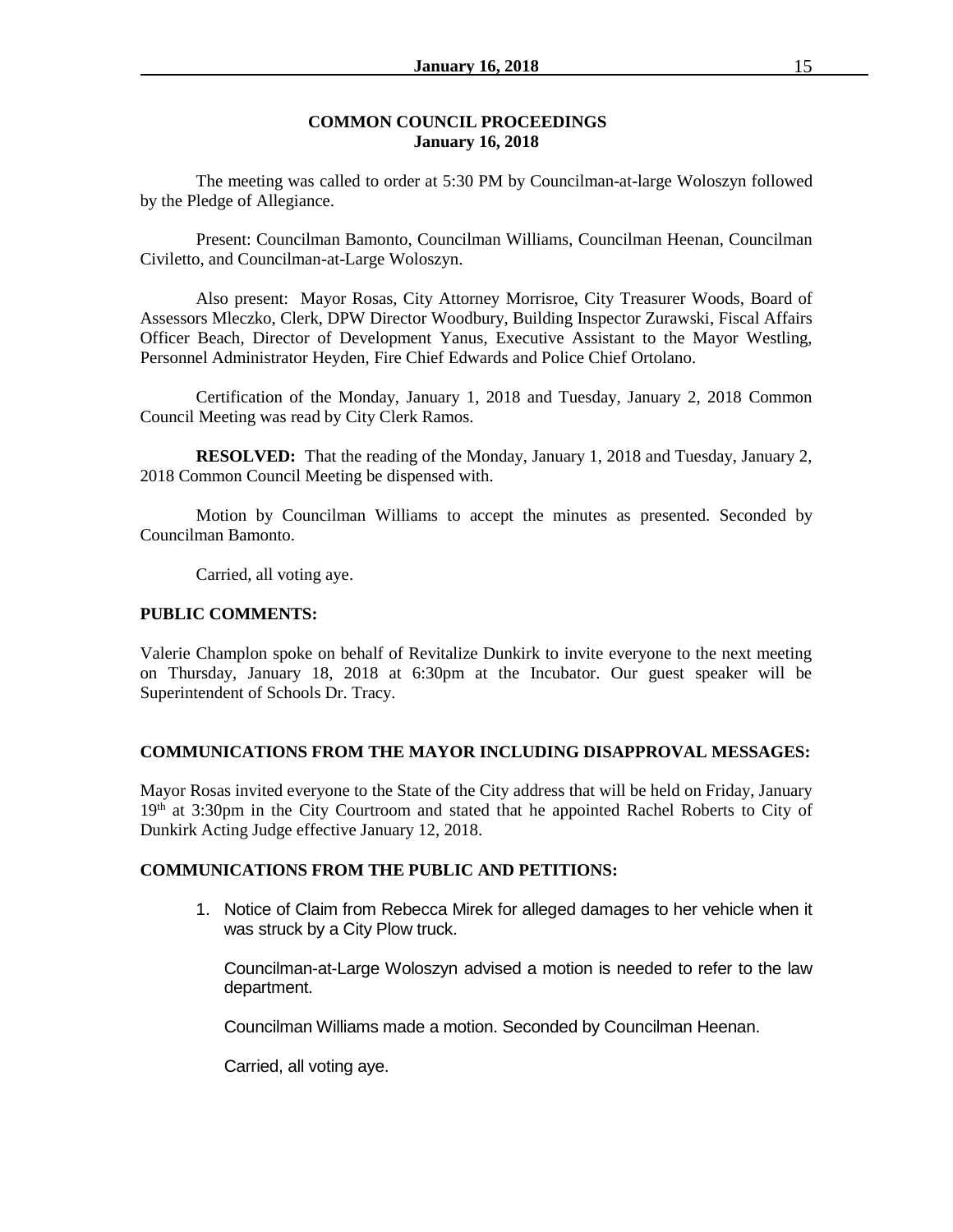## COMMON COUNCIL PROCEEDINGS
## January 16, 2018

The meeting was called to order at 5:30 PM by Councilman-at-large Woloszyn followed by the Pledge of Allegiance.

Present: Councilman Bamonto, Councilman Williams, Councilman Heenan, Councilman Civiletto, and Councilman-at-Large Woloszyn.

Also present: Mayor Rosas, City Attorney Morrisroe, City Treasurer Woods, Board of Assessors Mleczko, Clerk, DPW Director Woodbury, Building Inspector Zurawski, Fiscal Affairs Officer Beach, Director of Development Yanus, Executive Assistant to the Mayor Westling, Personnel Administrator Heyden, Fire Chief Edwards and Police Chief Ortolano.

Certification of the Monday, January 1, 2018 and Tuesday, January 2, 2018 Common Council Meeting was read by City Clerk Ramos.

**RESOLVED:** That the reading of the Monday, January 1, 2018 and Tuesday, January 2, 2018 Common Council Meeting be dispensed with.

Motion by Councilman Williams to accept the minutes as presented. Seconded by Councilman Bamonto.

Carried, all voting aye.

**PUBLIC COMMENTS:**

Valerie Champlon spoke on behalf of Revitalize Dunkirk to invite everyone to the next meeting on Thursday, January 18, 2018 at 6:30pm at the Incubator. Our guest speaker will be Superintendent of Schools Dr. Tracy.

**COMMUNICATIONS FROM THE MAYOR INCLUDING DISAPPROVAL MESSAGES:**

Mayor Rosas invited everyone to the State of the City address that will be held on Friday, January 19th at 3:30pm in the City Courtroom and stated that he appointed Rachel Roberts to City of Dunkirk Acting Judge effective January 12, 2018.

**COMMUNICATIONS FROM THE PUBLIC AND PETITIONS:**

1. Notice of Claim from Rebecca Mirek for alleged damages to her vehicle when it was struck by a City Plow truck.

   Councilman-at-Large Woloszyn advised a motion is needed to refer to the law department.

   Councilman Williams made a motion. Seconded by Councilman Heenan.

   Carried, all voting aye.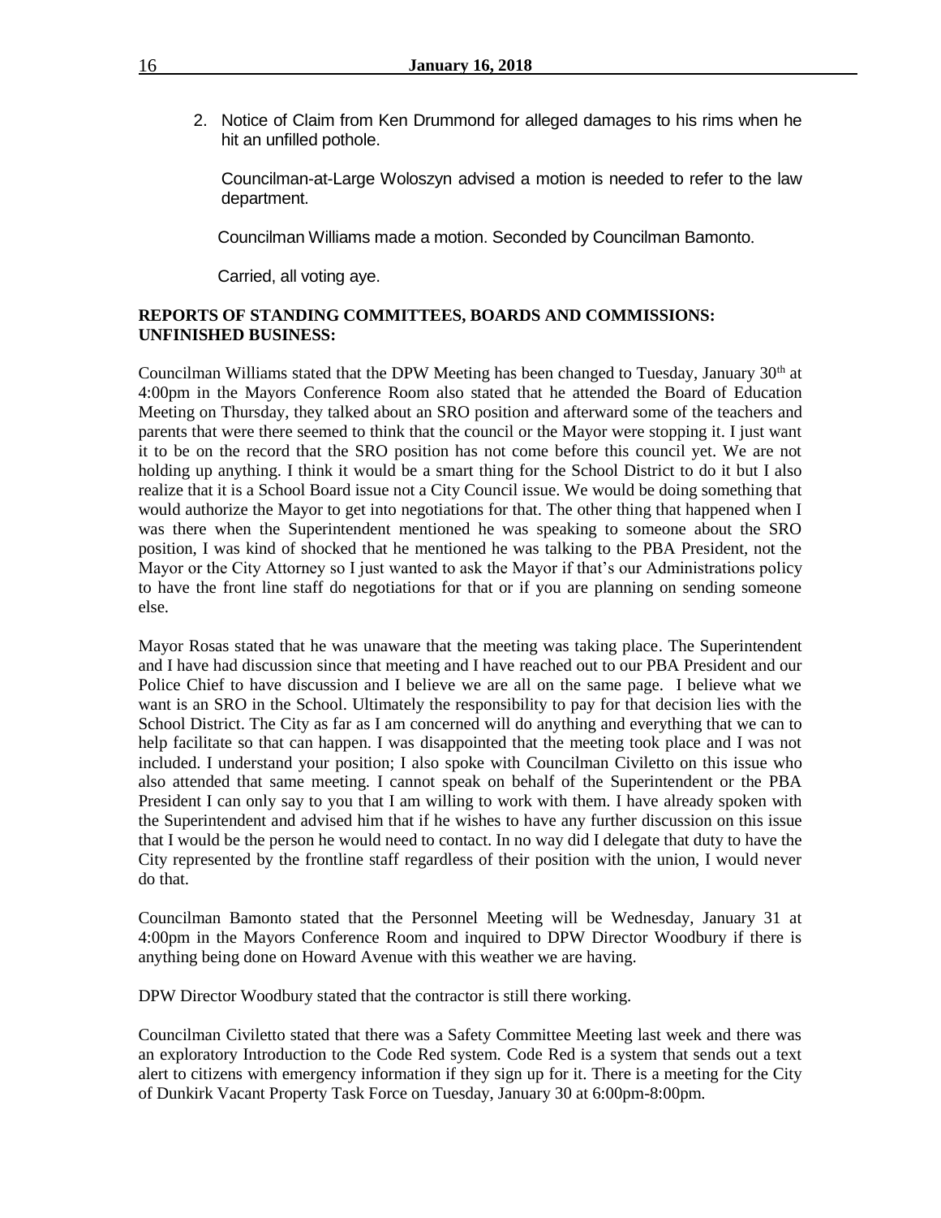2. Notice of Claim from Ken Drummond for alleged damages to his rims when he hit an unfilled pothole.

   Councilman-at-Large Woloszyn advised a motion is needed to refer to the law department.

   Councilman Williams made a motion. Seconded by Councilman Bamonto.

   Carried, all voting aye.

**REPORTS OF STANDING COMMITTEES, BOARDS AND COMMISSIONS:**
**UNFINISHED BUSINESS:**

Councilman Williams stated that the DPW Meeting has been changed to Tuesday, January 30th at 4:00pm in the Mayors Conference Room also stated that he attended the Board of Education Meeting on Thursday, they talked about an SRO position and afterward some of the teachers and parents that were there seemed to think that the council or the Mayor were stopping it. I just want it to be on the record that the SRO position has not come before this council yet. We are not holding up anything. I think it would be a smart thing for the School District to do it but I also realize that it is a School Board issue not a City Council issue. We would be doing something that would authorize the Mayor to get into negotiations for that. The other thing that happened when I was there when the Superintendent mentioned he was speaking to someone about the SRO position, I was kind of shocked that he mentioned he was talking to the PBA President, not the Mayor or the City Attorney so I just wanted to ask the Mayor if that's our Administrations policy to have the front line staff do negotiations for that or if you are planning on sending someone else.

Mayor Rosas stated that he was unaware that the meeting was taking place. The Superintendent and I have had discussion since that meeting and I have reached out to our PBA President and our Police Chief to have discussion and I believe we are all on the same page. I believe what we want is an SRO in the School. Ultimately the responsibility to pay for that decision lies with the School District. The City as far as I am concerned will do anything and everything that we can to help facilitate so that can happen. I was disappointed that the meeting took place and I was not included. I understand your position; I also spoke with Councilman Civiletto on this issue who also attended that same meeting. I cannot speak on behalf of the Superintendent or the PBA President I can only say to you that I am willing to work with them. I have already spoken with the Superintendent and advised him that if he wishes to have any further discussion on this issue that I would be the person he would need to contact. In no way did I delegate that duty to have the City represented by the frontline staff regardless of their position with the union, I would never do that.

Councilman Bamonto stated that the Personnel Meeting will be Wednesday, January 31 at 4:00pm in the Mayors Conference Room and inquired to DPW Director Woodbury if there is anything being done on Howard Avenue with this weather we are having.

DPW Director Woodbury stated that the contractor is still there working.

Councilman Civiletto stated that there was a Safety Committee Meeting last week and there was an exploratory Introduction to the Code Red system. Code Red is a system that sends out a text alert to citizens with emergency information if they sign up for it. There is a meeting for the City of Dunkirk Vacant Property Task Force on Tuesday, January 30 at 6:00pm-8:00pm.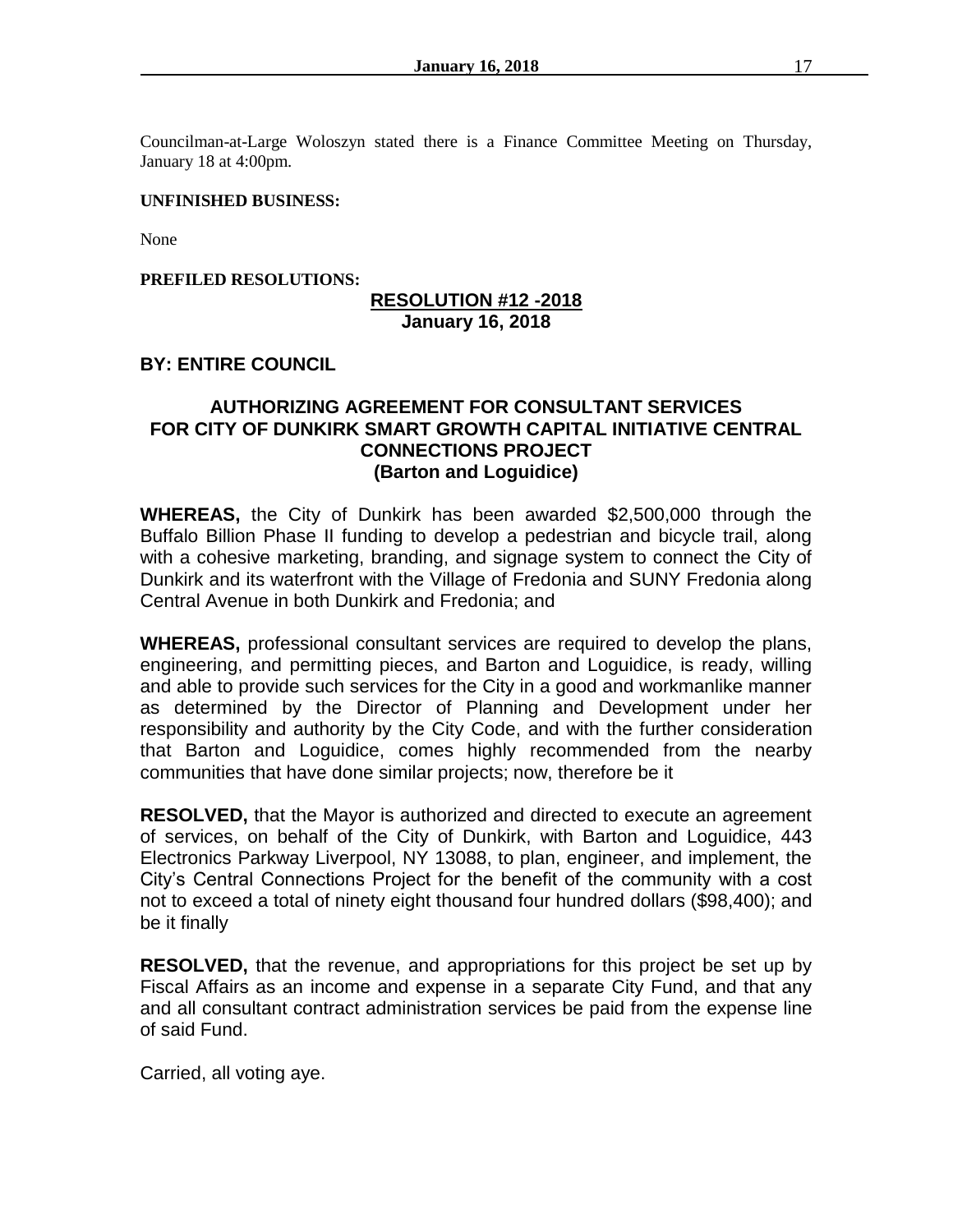Councilman-at-Large Woloszyn stated there is a Finance Committee Meeting on Thursday, January 18 at 4:00pm.

**UNFINISHED BUSINESS:**

None

**PREFILED RESOLUTIONS:**

**RESOLUTION #12 -2018**
**January 16, 2018**

**BY: ENTIRE COUNCIL**

**AUTHORIZING AGREEMENT FOR CONSULTANT SERVICES FOR CITY OF DUNKIRK SMART GROWTH CAPITAL INITIATIVE CENTRAL CONNECTIONS PROJECT (Barton and Loguidice)**

**WHEREAS,** the City of Dunkirk has been awarded $2,500,000 through the Buffalo Billion Phase II funding to develop a pedestrian and bicycle trail, along with a cohesive marketing, branding, and signage system to connect the City of Dunkirk and its waterfront with the Village of Fredonia and SUNY Fredonia along Central Avenue in both Dunkirk and Fredonia; and

**WHEREAS,** professional consultant services are required to develop the plans, engineering, and permitting pieces, and Barton and Loguidice, is ready, willing and able to provide such services for the City in a good and workmanlike manner as determined by the Director of Planning and Development under her responsibility and authority by the City Code, and with the further consideration that Barton and Loguidice, comes highly recommended from the nearby communities that have done similar projects; now, therefore be it

**RESOLVED,** that the Mayor is authorized and directed to execute an agreement of services, on behalf of the City of Dunkirk, with Barton and Loguidice, 443 Electronics Parkway Liverpool, NY 13088, to plan, engineer, and implement, the City's Central Connections Project for the benefit of the community with a cost not to exceed a total of ninety eight thousand four hundred dollars ($98,400); and be it finally

**RESOLVED,** that the revenue, and appropriations for this project be set up by Fiscal Affairs as an income and expense in a separate City Fund, and that any and all consultant contract administration services be paid from the expense line of said Fund.

Carried, all voting aye.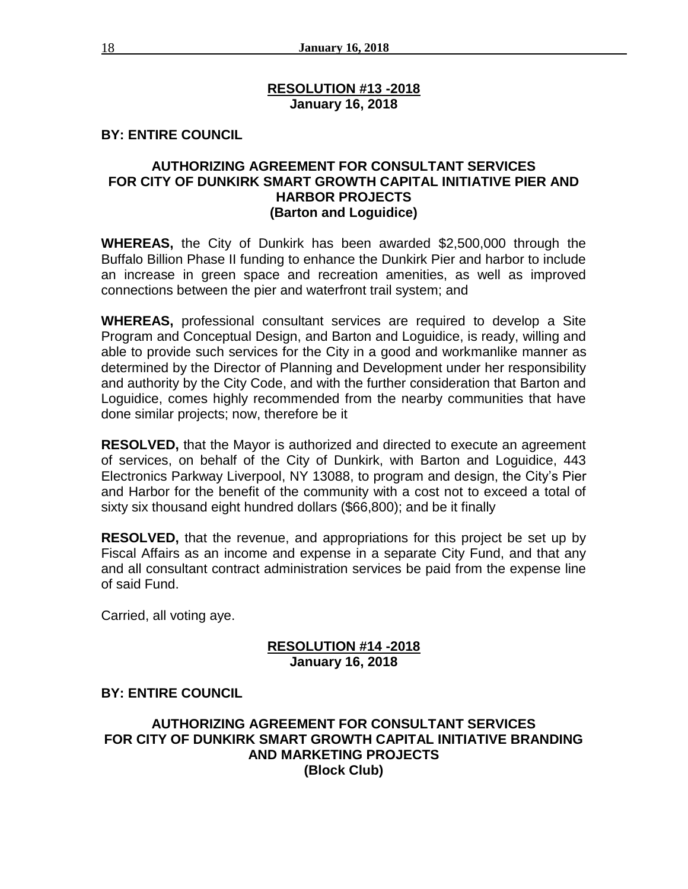## RESOLUTION #13 -2018
**January 16, 2018**

**BY: ENTIRE COUNCIL**

### AUTHORIZING AGREEMENT FOR CONSULTANT SERVICES FOR CITY OF DUNKIRK SMART GROWTH CAPITAL INITIATIVE PIER AND HARBOR PROJECTS (Barton and Loguidice)

**WHEREAS,** the City of Dunkirk has been awarded $2,500,000 through the Buffalo Billion Phase II funding to enhance the Dunkirk Pier and harbor to include an increase in green space and recreation amenities, as well as improved connections between the pier and waterfront trail system; and

**WHEREAS,** professional consultant services are required to develop a Site Program and Conceptual Design, and Barton and Loguidice, is ready, willing and able to provide such services for the City in a good and workmanlike manner as determined by the Director of Planning and Development under her responsibility and authority by the City Code, and with the further consideration that Barton and Loguidice, comes highly recommended from the nearby communities that have done similar projects; now, therefore be it

**RESOLVED,** that the Mayor is authorized and directed to execute an agreement of services, on behalf of the City of Dunkirk, with Barton and Loguidice, 443 Electronics Parkway Liverpool, NY 13088, to program and design, the City's Pier and Harbor for the benefit of the community with a cost not to exceed a total of sixty six thousand eight hundred dollars ($66,800); and be it finally

**RESOLVED,** that the revenue, and appropriations for this project be set up by Fiscal Affairs as an income and expense in a separate City Fund, and that any and all consultant contract administration services be paid from the expense line of said Fund.

Carried, all voting aye.

## RESOLUTION #14 -2018
**January 16, 2018**

**BY: ENTIRE COUNCIL**

### AUTHORIZING AGREEMENT FOR CONSULTANT SERVICES FOR CITY OF DUNKIRK SMART GROWTH CAPITAL INITIATIVE BRANDING AND MARKETING PROJECTS (Block Club)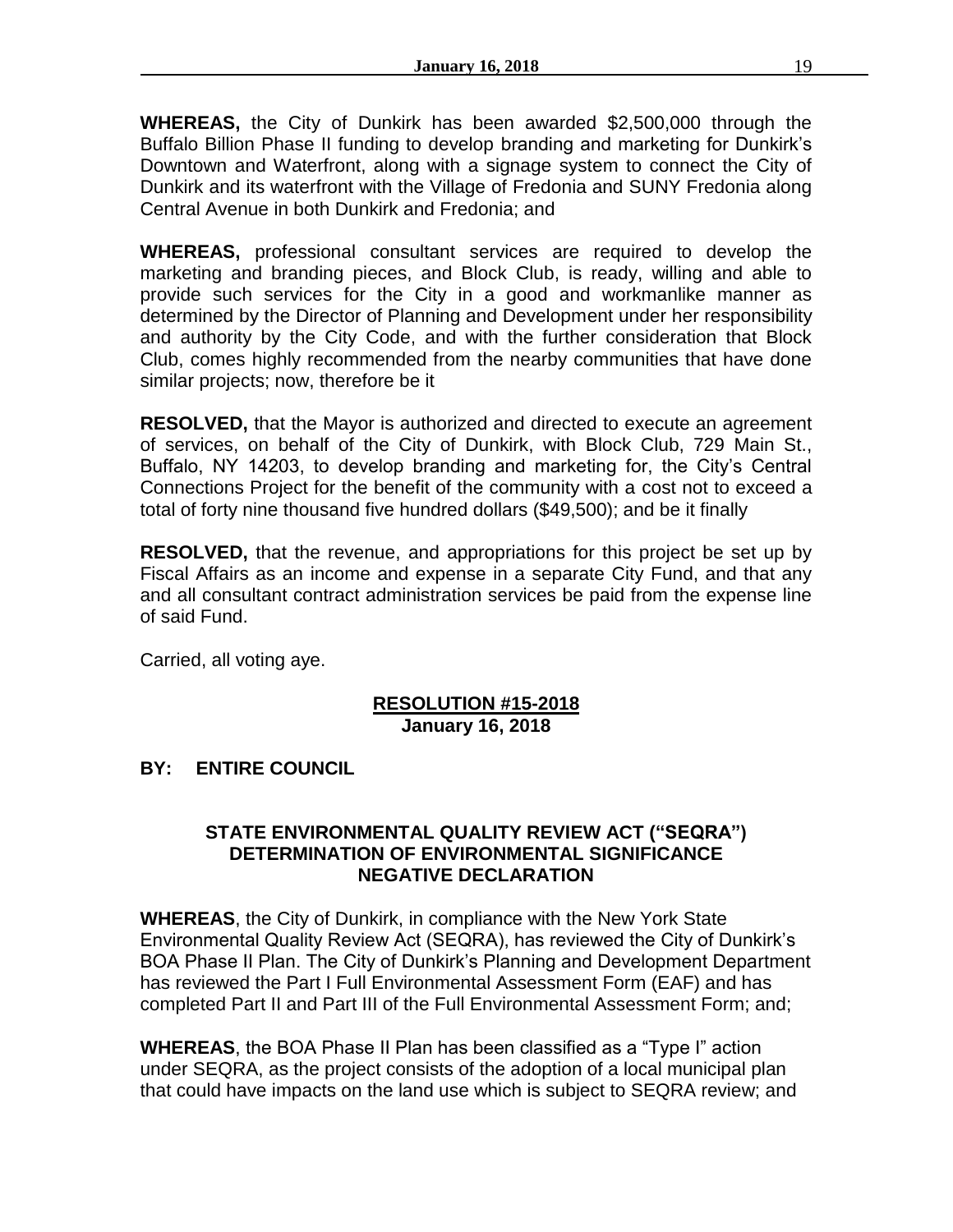**WHEREAS,** the City of Dunkirk has been awarded $2,500,000 through the Buffalo Billion Phase II funding to develop branding and marketing for Dunkirk's Downtown and Waterfront, along with a signage system to connect the City of Dunkirk and its waterfront with the Village of Fredonia and SUNY Fredonia along Central Avenue in both Dunkirk and Fredonia; and

**WHEREAS,** professional consultant services are required to develop the marketing and branding pieces, and Block Club, is ready, willing and able to provide such services for the City in a good and workmanlike manner as determined by the Director of Planning and Development under her responsibility and authority by the City Code, and with the further consideration that Block Club, comes highly recommended from the nearby communities that have done similar projects; now, therefore be it

**RESOLVED,** that the Mayor is authorized and directed to execute an agreement of services, on behalf of the City of Dunkirk, with Block Club, 729 Main St., Buffalo, NY 14203, to develop branding and marketing for, the City's Central Connections Project for the benefit of the community with a cost not to exceed a total of forty nine thousand five hundred dollars ($49,500); and be it finally

**RESOLVED,** that the revenue, and appropriations for this project be set up by Fiscal Affairs as an income and expense in a separate City Fund, and that any and all consultant contract administration services be paid from the expense line of said Fund.

Carried, all voting aye.

**RESOLUTION #15-2018**
**January 16, 2018**

**BY: ENTIRE COUNCIL**

**STATE ENVIRONMENTAL QUALITY REVIEW ACT ("SEQRA") DETERMINATION OF ENVIRONMENTAL SIGNIFICANCE NEGATIVE DECLARATION**

**WHEREAS**, the City of Dunkirk, in compliance with the New York State Environmental Quality Review Act (SEQRA), has reviewed the City of Dunkirk's BOA Phase II Plan. The City of Dunkirk's Planning and Development Department has reviewed the Part I Full Environmental Assessment Form (EAF) and has completed Part II and Part III of the Full Environmental Assessment Form; and;

**WHEREAS**, the BOA Phase II Plan has been classified as a "Type I" action under SEQRA, as the project consists of the adoption of a local municipal plan that could have impacts on the land use which is subject to SEQRA review; and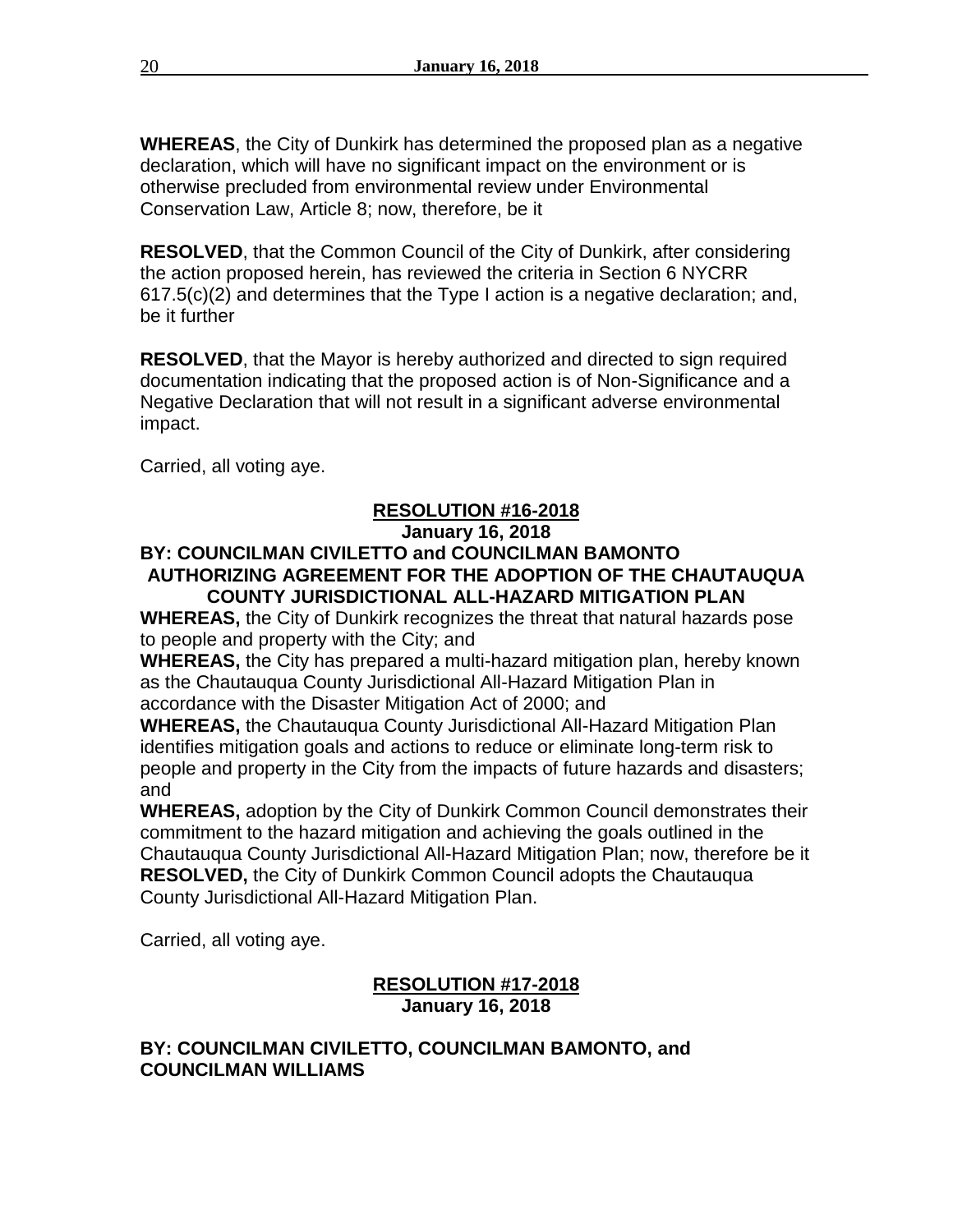**WHEREAS**, the City of Dunkirk has determined the proposed plan as a negative declaration, which will have no significant impact on the environment or is otherwise precluded from environmental review under Environmental Conservation Law, Article 8; now, therefore, be it

**RESOLVED**, that the Common Council of the City of Dunkirk, after considering the action proposed herein, has reviewed the criteria in Section 6 NYCRR 617.5(c)(2) and determines that the Type I action is a negative declaration; and, be it further

**RESOLVED**, that the Mayor is hereby authorized and directed to sign required documentation indicating that the proposed action is of Non-Significance and a Negative Declaration that will not result in a significant adverse environmental impact.

Carried, all voting aye.

**RESOLUTION #16-2018**
**January 16, 2018**

**BY: COUNCILMAN CIVILETTO and COUNCILMAN BAMONTO**
**AUTHORIZING AGREEMENT FOR THE ADOPTION OF THE CHAUTAUQUA COUNTY JURISDICTIONAL ALL-HAZARD MITIGATION PLAN**

**WHEREAS,** the City of Dunkirk recognizes the threat that natural hazards pose to people and property with the City; and
**WHEREAS,** the City has prepared a multi-hazard mitigation plan, hereby known as the Chautauqua County Jurisdictional All-Hazard Mitigation Plan in accordance with the Disaster Mitigation Act of 2000; and
**WHEREAS,** the Chautauqua County Jurisdictional All-Hazard Mitigation Plan identifies mitigation goals and actions to reduce or eliminate long-term risk to people and property in the City from the impacts of future hazards and disasters; and
**WHEREAS,** adoption by the City of Dunkirk Common Council demonstrates their commitment to the hazard mitigation and achieving the goals outlined in the Chautauqua County Jurisdictional All-Hazard Mitigation Plan; now, therefore be it
**RESOLVED,** the City of Dunkirk Common Council adopts the Chautauqua County Jurisdictional All-Hazard Mitigation Plan.

Carried, all voting aye.

**RESOLUTION #17-2018**
**January 16, 2018**

**BY: COUNCILMAN CIVILETTO, COUNCILMAN BAMONTO, and COUNCILMAN WILLIAMS**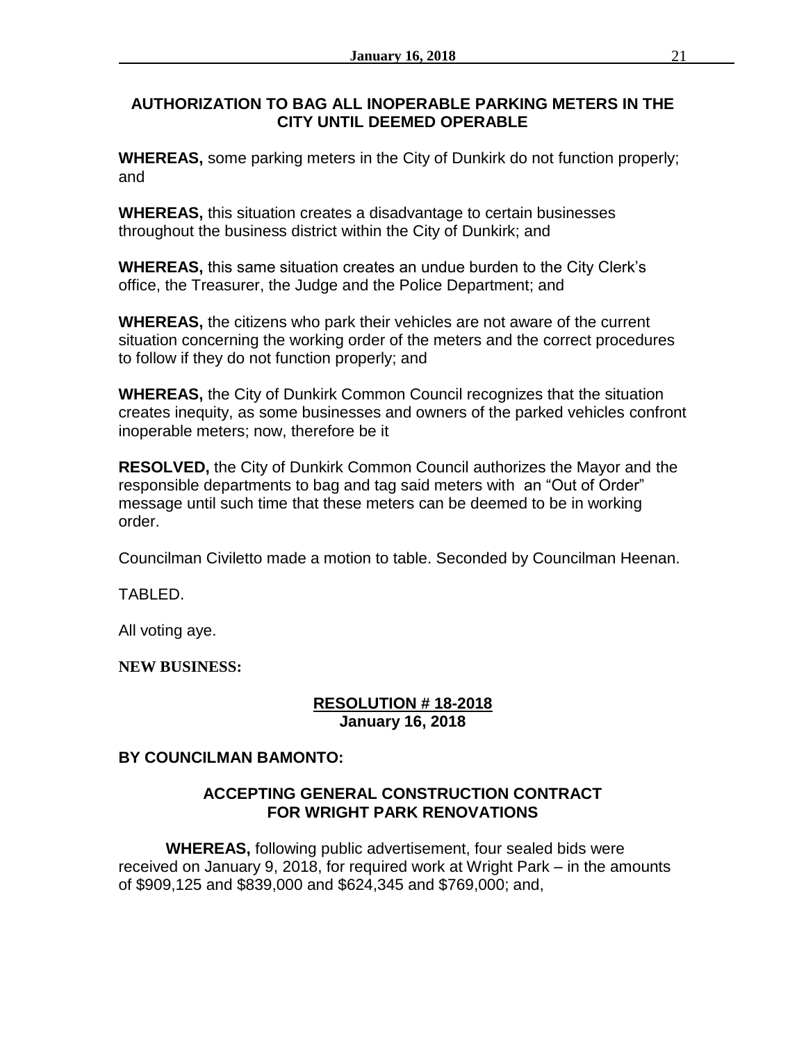**AUTHORIZATION TO BAG ALL INOPERABLE PARKING METERS IN THE CITY UNTIL DEEMED OPERABLE**

**WHEREAS,** some parking meters in the City of Dunkirk do not function properly; and

**WHEREAS,** this situation creates a disadvantage to certain businesses throughout the business district within the City of Dunkirk; and

**WHEREAS,** this same situation creates an undue burden to the City Clerk's office, the Treasurer, the Judge and the Police Department; and

**WHEREAS,** the citizens who park their vehicles are not aware of the current situation concerning the working order of the meters and the correct procedures to follow if they do not function properly; and

**WHEREAS,** the City of Dunkirk Common Council recognizes that the situation creates inequity, as some businesses and owners of the parked vehicles confront inoperable meters; now, therefore be it

**RESOLVED,** the City of Dunkirk Common Council authorizes the Mayor and the responsible departments to bag and tag said meters with an "Out of Order" message until such time that these meters can be deemed to be in working order.

Councilman Civiletto made a motion to table. Seconded by Councilman Heenan.

TABLED.

All voting aye.

**NEW BUSINESS:**

**RESOLUTION # 18-2018**
**January 16, 2018**

**BY COUNCILMAN BAMONTO:**

**ACCEPTING GENERAL CONSTRUCTION CONTRACT FOR WRIGHT PARK RENOVATIONS**

**WHEREAS,** following public advertisement, four sealed bids were received on January 9, 2018, for required work at Wright Park – in the amounts of $909,125 and $839,000 and $624,345 and $769,000; and,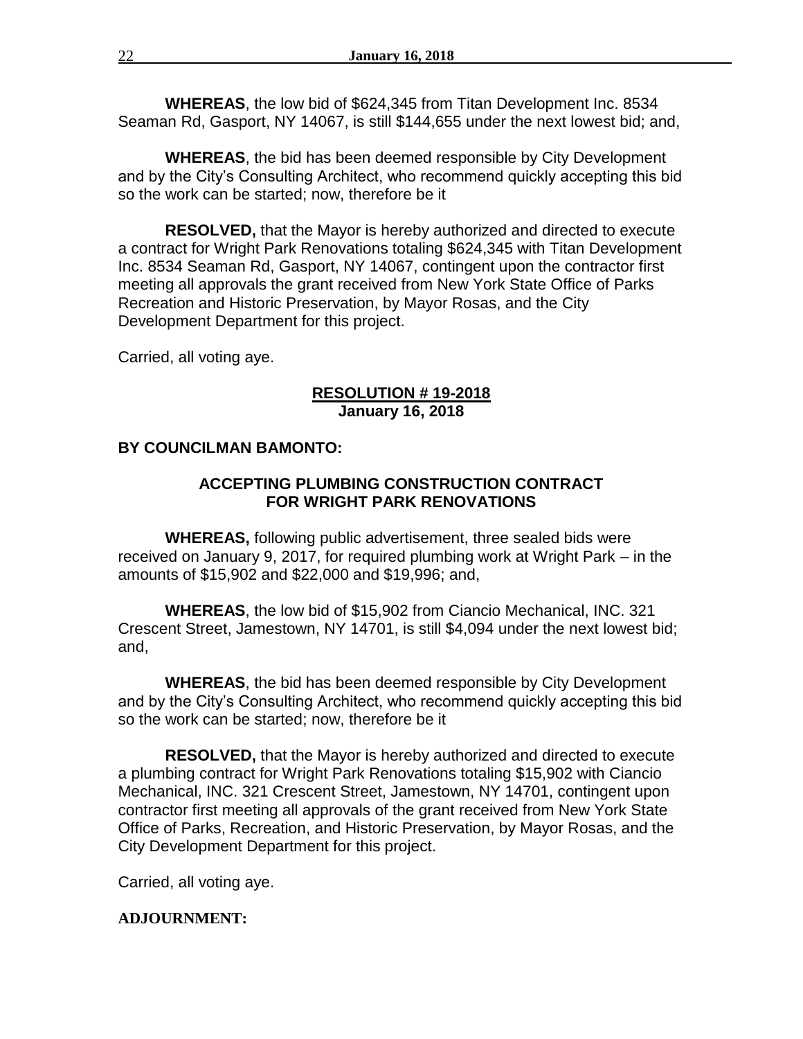**WHEREAS**, the low bid of $624,345 from Titan Development Inc. 8534 Seaman Rd, Gasport, NY 14067, is still $144,655 under the next lowest bid; and,

**WHEREAS**, the bid has been deemed responsible by City Development and by the City's Consulting Architect, who recommend quickly accepting this bid so the work can be started; now, therefore be it

**RESOLVED,** that the Mayor is hereby authorized and directed to execute a contract for Wright Park Renovations totaling $624,345 with Titan Development Inc. 8534 Seaman Rd, Gasport, NY 14067, contingent upon the contractor first meeting all approvals the grant received from New York State Office of Parks Recreation and Historic Preservation, by Mayor Rosas, and the City Development Department for this project.

Carried, all voting aye.

**RESOLUTION # 19-2018**
**January 16, 2018**

**BY COUNCILMAN BAMONTO:**

**ACCEPTING PLUMBING CONSTRUCTION CONTRACT FOR WRIGHT PARK RENOVATIONS**

**WHEREAS,** following public advertisement, three sealed bids were received on January 9, 2017, for required plumbing work at Wright Park – in the amounts of $15,902 and $22,000 and $19,996; and,

**WHEREAS**, the low bid of $15,902 from Ciancio Mechanical, INC. 321 Crescent Street, Jamestown, NY 14701, is still $4,094 under the next lowest bid; and,

**WHEREAS**, the bid has been deemed responsible by City Development and by the City's Consulting Architect, who recommend quickly accepting this bid so the work can be started; now, therefore be it

**RESOLVED,** that the Mayor is hereby authorized and directed to execute a plumbing contract for Wright Park Renovations totaling $15,902 with Ciancio Mechanical, INC. 321 Crescent Street, Jamestown, NY 14701, contingent upon contractor first meeting all approvals of the grant received from New York State Office of Parks, Recreation, and Historic Preservation, by Mayor Rosas, and the City Development Department for this project.

Carried, all voting aye.

**ADJOURNMENT:**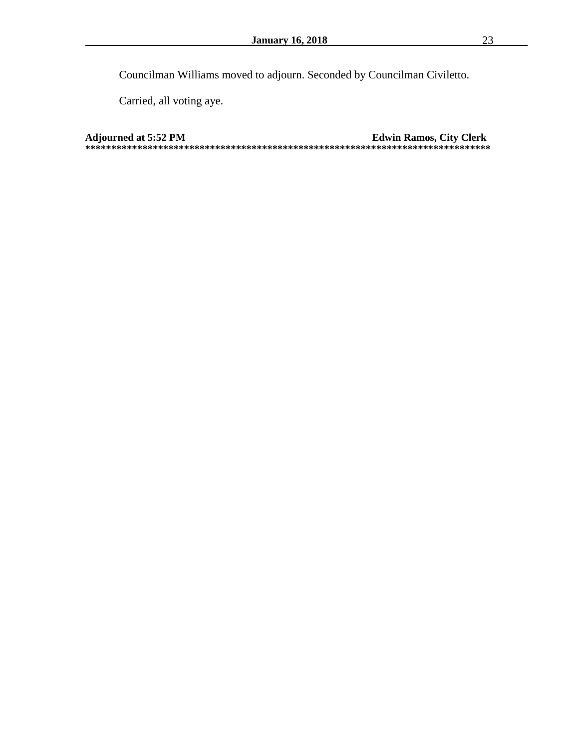Councilman Williams moved to adjourn. Seconded by Councilman Civiletto.

Carried, all voting aye.

**Adjourned at 5:52 PM** **Edwin Ramos, City Clerk**

**********************************************************************************